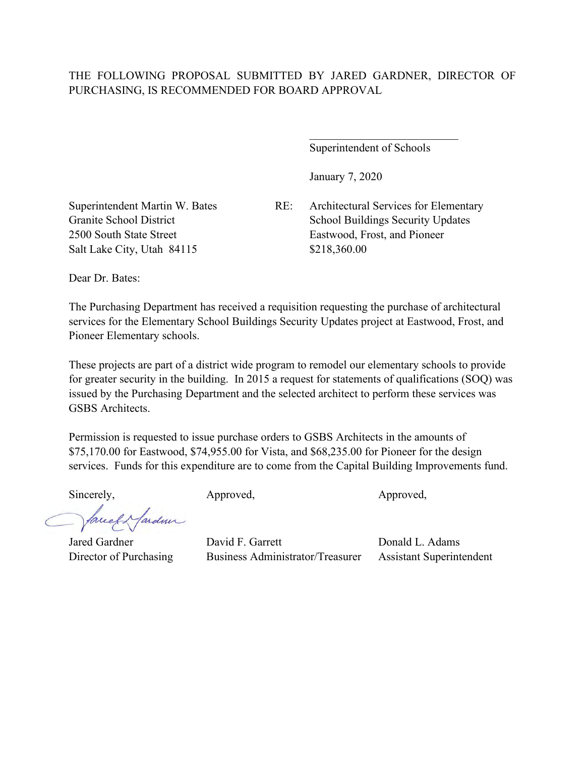THE FOLLOWING PROPOSAL SUBMITTED BY JARED GARDNER, DIRECTOR OF PURCHASING, IS RECOMMENDED FOR BOARD APPROVAL

\_\_\_\_\_\_\_\_\_\_\_\_\_\_\_\_\_\_\_\_\_\_\_\_\_\_\_
Superintendent of Schools

January 7, 2020

Superintendent Martin W. Bates
Granite School District
2500 South State Street
Salt Lake City, Utah 84115

RE: Architectural Services for Elementary School Buildings Security Updates
Eastwood, Frost, and Pioneer
$218,360.00

Dear Dr. Bates:

The Purchasing Department has received a requisition requesting the purchase of architectural services for the Elementary School Buildings Security Updates project at Eastwood, Frost, and Pioneer Elementary schools.

These projects are part of a district wide program to remodel our elementary schools to provide for greater security in the building. In 2015 a request for statements of qualifications (SOQ) was issued by the Purchasing Department and the selected architect to perform these services was GSBS Architects.

Permission is requested to issue purchase orders to GSBS Architects in the amounts of $75,170.00 for Eastwood, $74,955.00 for Vista, and $68,235.00 for Pioneer for the design services. Funds for this expenditure are to come from the Capital Building Improvements fund.

| Sincerely, | Approved, | Approved, |
|---|---|---|
| Jared Gardner | David F. Garrett | Donald L. Adams |
| Director of Purchasing | Business Administrator/Treasurer | Assistant Superintendent |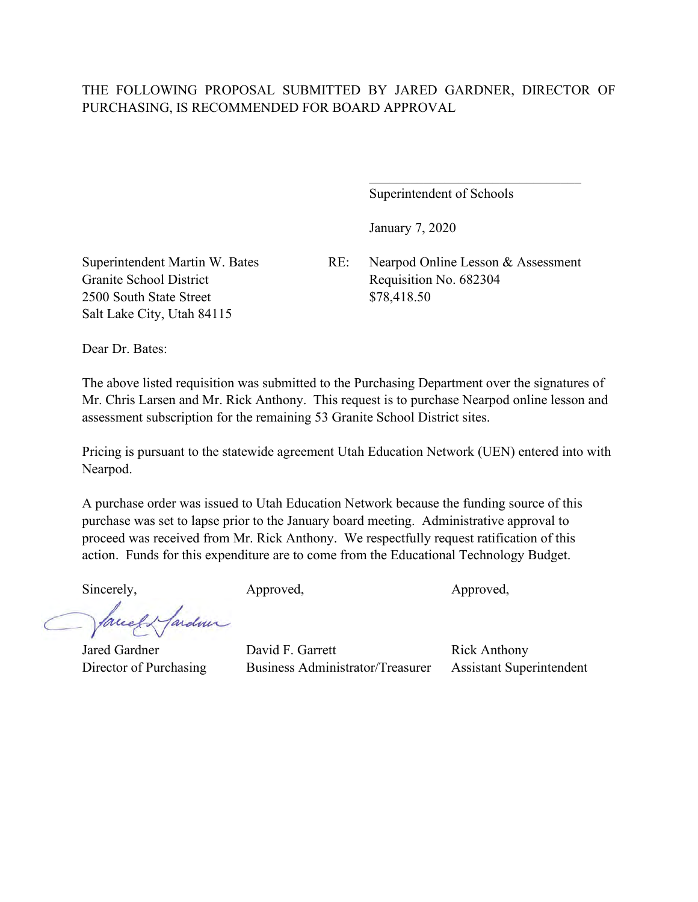THE FOLLOWING PROPOSAL SUBMITTED BY JARED GARDNER, DIRECTOR OF PURCHASING, IS RECOMMENDED FOR BOARD APPROVAL

\_\_\_\_\_\_\_\_\_\_\_\_\_\_\_\_\_\_\_\_\_\_\_\_\_\_\_\_\_\_\_\_

Superintendent of Schools

January 7, 2020

Superintendent Martin W. Bates
Granite School District
2500 South State Street
Salt Lake City, Utah 84115

RE: Nearpod Online Lesson & Assessment
Requisition No. 682304
$78,418.50

Dear Dr. Bates:

The above listed requisition was submitted to the Purchasing Department over the signatures of Mr. Chris Larsen and Mr. Rick Anthony. This request is to purchase Nearpod online lesson and assessment subscription for the remaining 53 Granite School District sites.

Pricing is pursuant to the statewide agreement Utah Education Network (UEN) entered into with Nearpod.

A purchase order was issued to Utah Education Network because the funding source of this purchase was set to lapse prior to the January board meeting. Administrative approval to proceed was received from Mr. Rick Anthony. We respectfully request ratification of this action. Funds for this expenditure are to come from the Educational Technology Budget.

Sincerely,

Jared Gardner
Director of Purchasing

Approved,

David F. Garrett
Business Administrator/Treasurer

Approved,

Rick Anthony
Assistant Superintendent